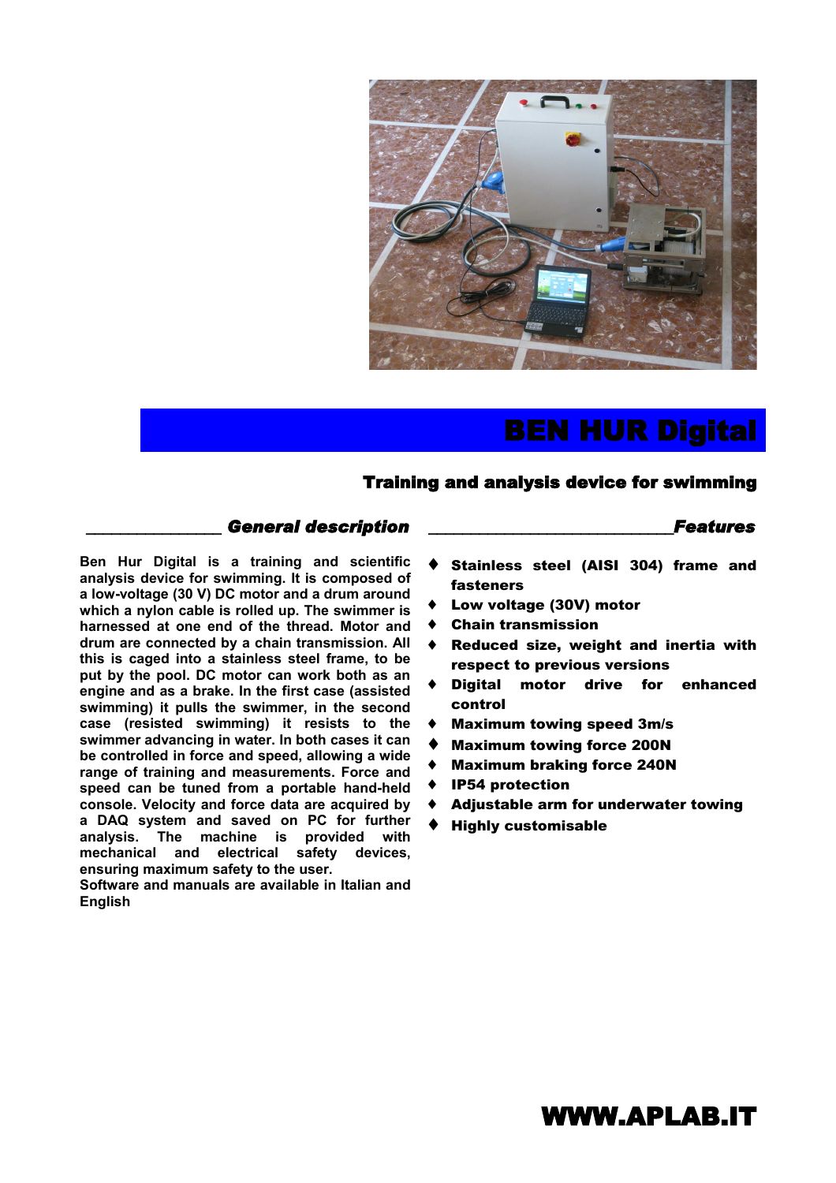# BEN HUR Digital

## Training and analysis device for swimming

### General description

Ben Hur Digital is a training and scientific analysis device for swimming. It is composed of a low-voltage (30 V) DC motor and a drum around which a nylon cable is rolled up. The swimmer is harnessed at one end of the thread. Motor and drum are connected by a chain transmission. All this is caged into a stainless steel frame, to be put by the pool. DC motor can work both as an engine and as a brake. In the first case (assisted swimming) it pulls the swimmer, in the second case (resisted swimming) it resists to the swimmer advancing in water. In both cases it can be controlled in force and speed, allowing a wide range of training and measurements. Force and speed can be tuned from a portable hand-held console. Velocity and force data are acquired by a DAQ system and saved on PC for further analysis. The machine is provided with mechanical and electrical safety devices, ensuring maximum safety to the user.
Software and manuals are available in Italian and English

### Features

- **Stainless steel (AISI 304) frame and fasteners**
- **Low voltage (30V) motor**
- **Chain transmission**
- **Reduced size, weight and inertia with respect to previous versions**
- **Digital motor drive for enhanced control**
- **Maximum towing speed 3m/s**
- **Maximum towing force 200N**
- **Maximum braking force 240N**
- **IP54 protection**
- **Adjustable arm for underwater towing**
- **Highly customisable**

**WWW.APLAB.IT**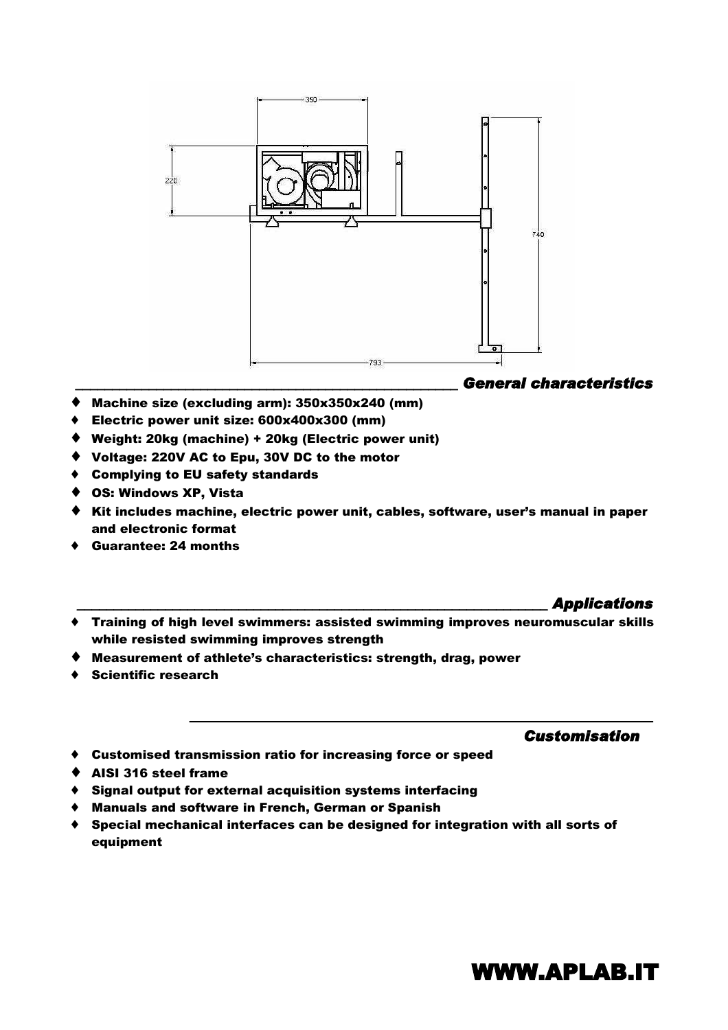## *General characteristics*

- **Machine size (excluding arm): 350x350x240 (mm)**
- **Electric power unit size: 600x400x300 (mm)**
- **Weight: 20kg (machine) + 20kg (Electric power unit)**
- **Voltage: 220V AC to Epu, 30V DC to the motor**
- **Complying to EU safety standards**
- **OS: Windows XP, Vista**
- **Kit includes machine, electric power unit, cables, software, user's manual in paper and electronic format**
- **Guarantee: 24 months**

## *Applications*

- **Training of high level swimmers: assisted swimming improves neuromuscular skills while resisted swimming improves strength**
- **Measurement of athlete's characteristics: strength, drag, power**
- **Scientific research**

## *Customisation*

- **Customised transmission ratio for increasing force or speed**
- **AISI 316 steel frame**
- **Signal output for external acquisition systems interfacing**
- **Manuals and software in French, German or Spanish**
- **Special mechanical interfaces can be designed for integration with all sorts of equipment**

**WWW.APLAB.IT**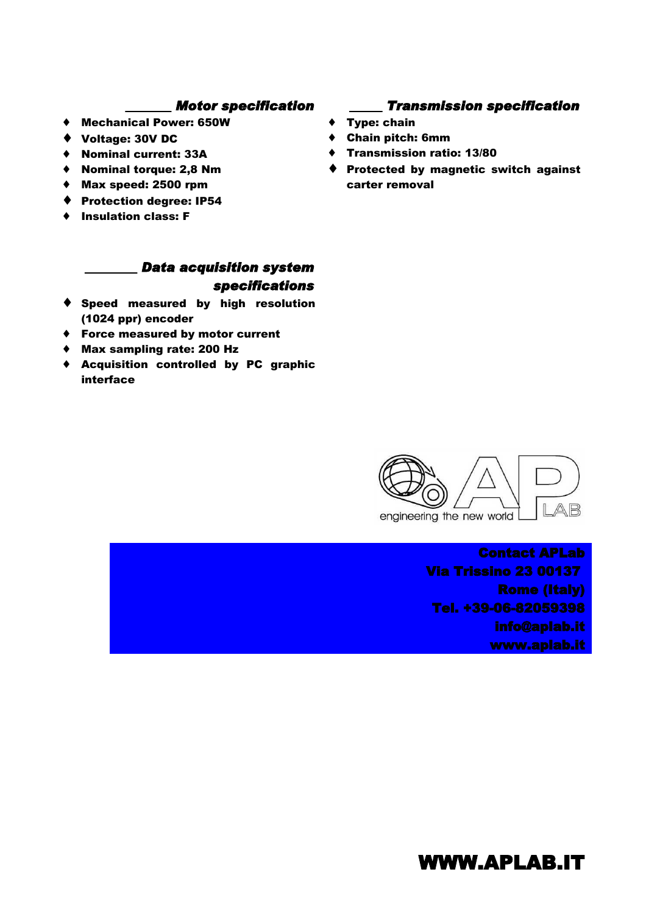## Motor specification

- Mechanical Power: 650W
- Voltage: 30V DC
- Nominal current: 33A
- Nominal torque: 2,8 Nm
- Max speed: 2500 rpm
- Protection degree: IP54
- Insulation class: F

## Transmission specification

- Type: chain
- Chain pitch: 6mm
- Transmission ratio: 13/80
- Protected by magnetic switch against carter removal

## Data acquisition system specifications

- Speed measured by high resolution (1024 ppr) encoder
- Force measured by motor current
- Max sampling rate: 200 Hz
- Acquisition controlled by PC graphic interface

engineering the new world

AP LAB

**Contact APLab**
**Via Trissino 23 00137**
**Rome (Italy)**
**Tel. +39-06-82059398**
**info@aplab.it**
**www.aplab.it**

**WWW.APLAB.IT**